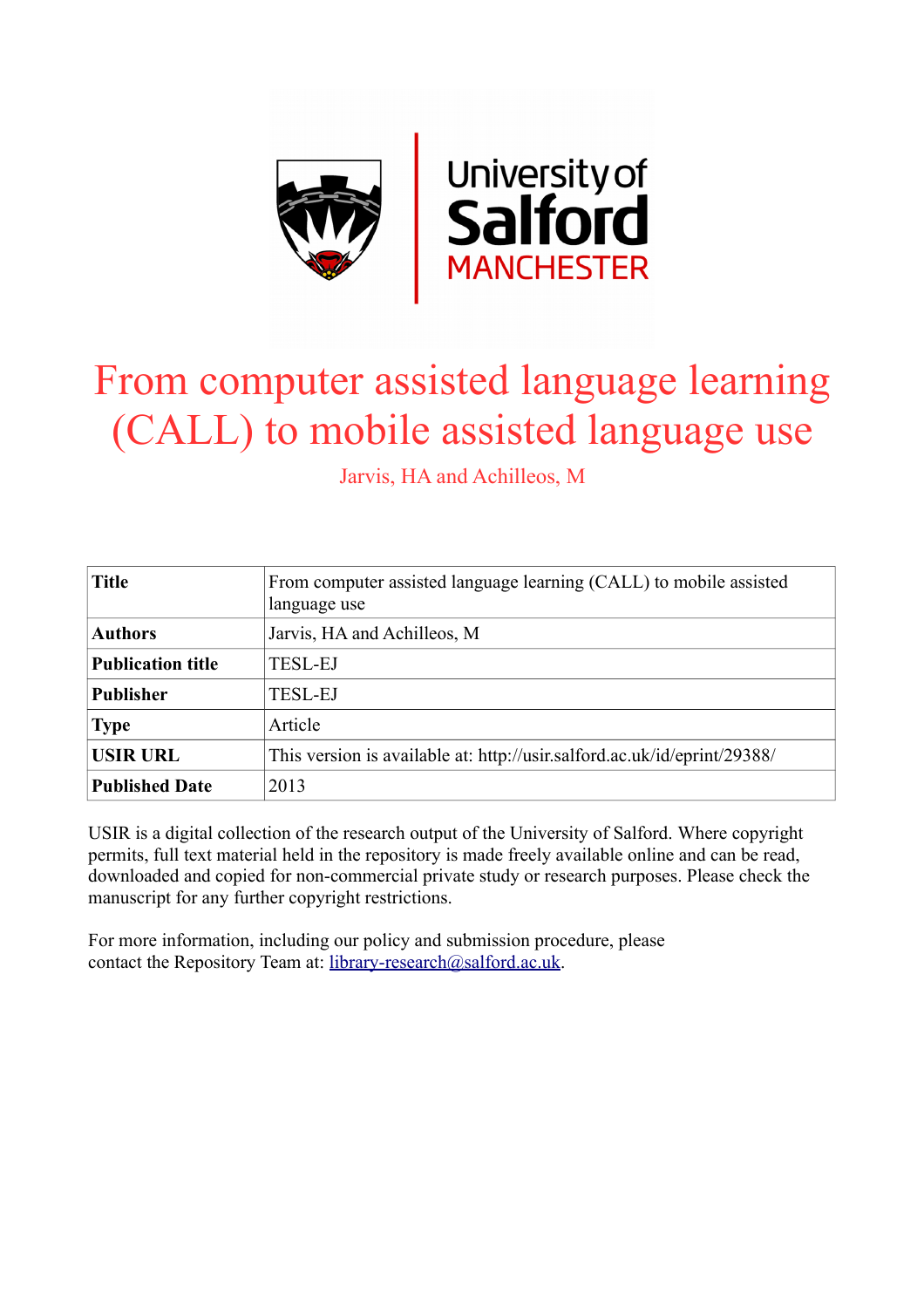# From computer assisted language learning (CALL) to mobile assisted language use

Jarvis, HA and Achilleos, M

| Title | From computer assisted language learning (CALL) to mobile assisted language use |
|---|---|
| Authors | Jarvis, HA and Achilleos, M |
| Publication title | TESL-EJ |
| Publisher | TESL-EJ |
| Type | Article |
| USIR URL | This version is available at: http://usir.salford.ac.uk/id/eprint/29388/ |
| Published Date | 2013 |

USIR is a digital collection of the research output of the University of Salford. Where copyright permits, full text material held in the repository is made freely available online and can be read, downloaded and copied for non-commercial private study or research purposes. Please check the manuscript for any further copyright restrictions.

For more information, including our policy and submission procedure, please contact the Repository Team at: library-research@salford.ac.uk.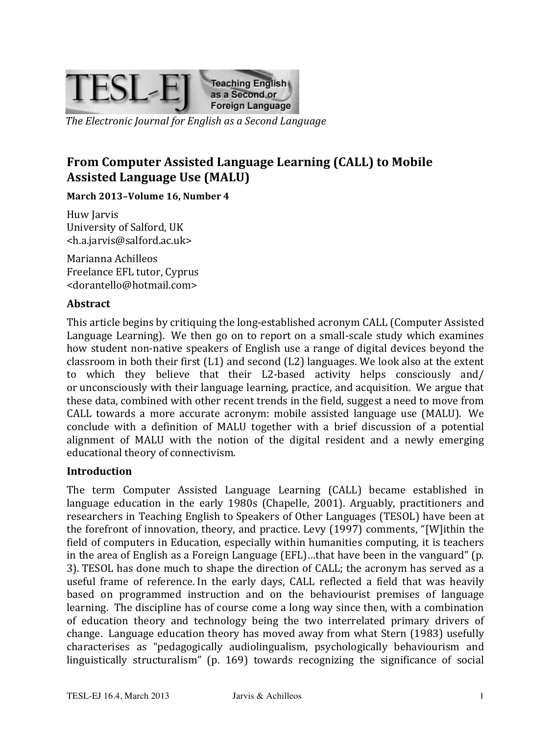From Computer Assisted Language Learning (CALL) to Mobile Assisted Language Use (MALU)

**March 2013–Volume 16, Number 4**

Huw Jarvis
University of Salford, UK
<h.a.jarvis@salford.ac.uk>

Marianna Achilleos
Freelance EFL tutor, Cyprus
<dorantello@hotmail.com>

## Abstract

This article begins by critiquing the long-established acronym CALL (Computer Assisted Language Learning). We then go on to report on a small-scale study which examines how student non-native speakers of English use a range of digital devices beyond the classroom in both their first (L1) and second (L2) languages. We look also at the extent to which they believe that their L2-based activity helps consciously and/or unconsciously with their language learning, practice, and acquisition. We argue that these data, combined with other recent trends in the field, suggest a need to move from CALL towards a more accurate acronym: mobile assisted language use (MALU). We conclude with a definition of MALU together with a brief discussion of a potential alignment of MALU with the notion of the digital resident and a newly emerging educational theory of connectivism.

## Introduction

The term Computer Assisted Language Learning (CALL) became established in language education in the early 1980s (Chapelle, 2001). Arguably, practitioners and researchers in Teaching English to Speakers of Other Languages (TESOL) have been at the forefront of innovation, theory, and practice. Levy (1997) comments, "[W]ithin the field of computers in Education, especially within humanities computing, it is teachers in the area of English as a Foreign Language (EFL)…that have been in the vanguard" (p. 3). TESOL has done much to shape the direction of CALL; the acronym has served as a useful frame of reference. In the early days, CALL reflected a field that was heavily based on programmed instruction and on the behaviourist premises of language learning. The discipline has of course come a long way since then, with a combination of education theory and technology being the two interrelated primary drivers of change. Language education theory has moved away from what Stern (1983) usefully characterises as "pedagogically audiolingualism, psychologically behaviourism and linguistically structuralism" (p. 169) towards recognizing the significance of social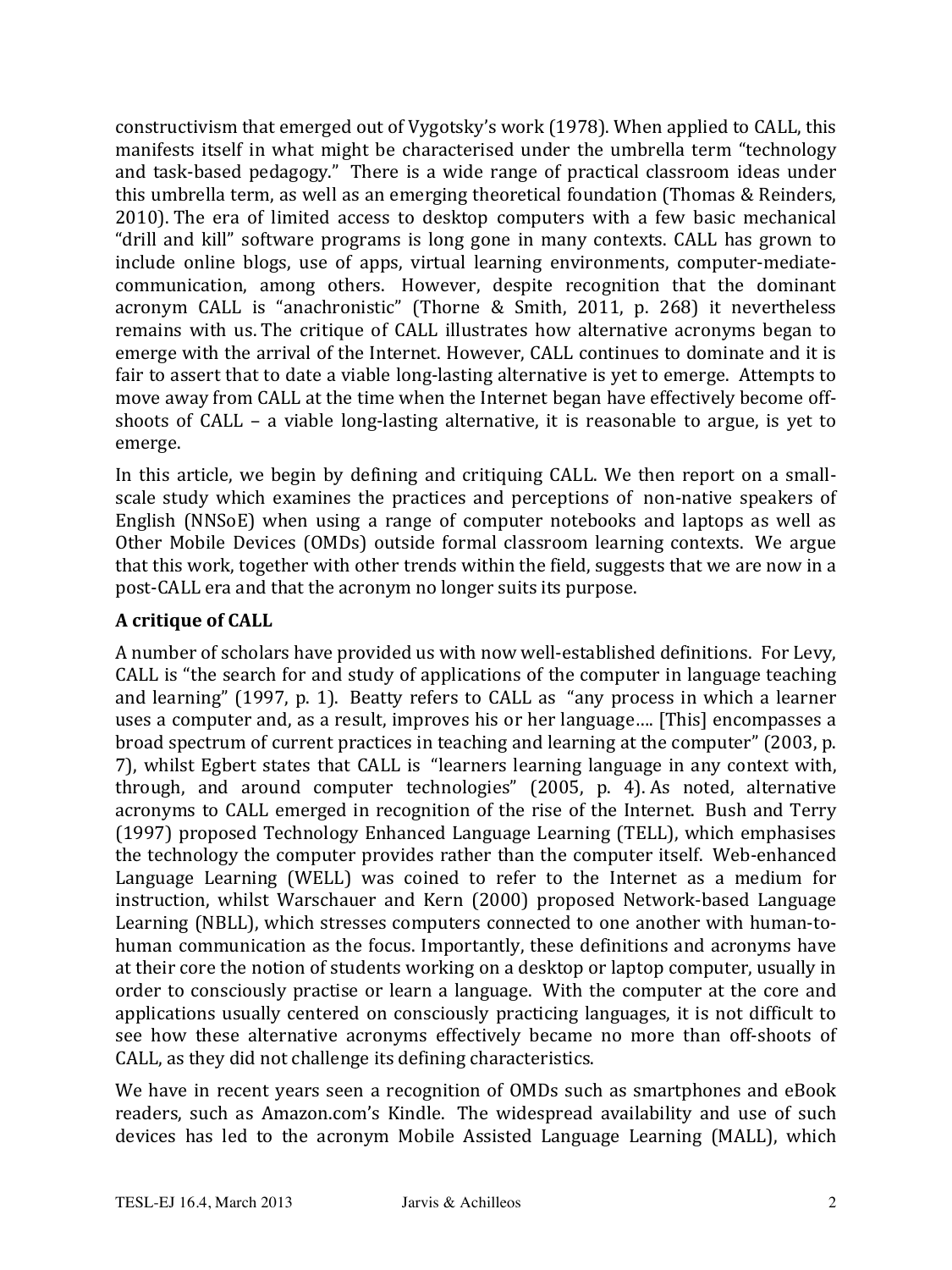constructivism that emerged out of Vygotsky's work (1978). When applied to CALL, this manifests itself in what might be characterised under the umbrella term "technology and task-based pedagogy." There is a wide range of practical classroom ideas under this umbrella term, as well as an emerging theoretical foundation (Thomas & Reinders, 2010). The era of limited access to desktop computers with a few basic mechanical "drill and kill" software programs is long gone in many contexts. CALL has grown to include online blogs, use of apps, virtual learning environments, computer-mediate-communication, among others. However, despite recognition that the dominant acronym CALL is "anachronistic" (Thorne & Smith, 2011, p. 268) it nevertheless remains with us. The critique of CALL illustrates how alternative acronyms began to emerge with the arrival of the Internet. However, CALL continues to dominate and it is fair to assert that to date a viable long-lasting alternative is yet to emerge. Attempts to move away from CALL at the time when the Internet began have effectively become off-shoots of CALL – a viable long-lasting alternative, it is reasonable to argue, is yet to emerge.

In this article, we begin by defining and critiquing CALL. We then report on a small-scale study which examines the practices and perceptions of non-native speakers of English (NNSoE) when using a range of computer notebooks and laptops as well as Other Mobile Devices (OMDs) outside formal classroom learning contexts. We argue that this work, together with other trends within the field, suggests that we are now in a post-CALL era and that the acronym no longer suits its purpose.

## A critique of CALL

A number of scholars have provided us with now well-established definitions. For Levy, CALL is "the search for and study of applications of the computer in language teaching and learning" (1997, p. 1). Beatty refers to CALL as "any process in which a learner uses a computer and, as a result, improves his or her language…. [This] encompasses a broad spectrum of current practices in teaching and learning at the computer" (2003, p. 7), whilst Egbert states that CALL is "learners learning language in any context with, through, and around computer technologies" (2005, p. 4). As noted, alternative acronyms to CALL emerged in recognition of the rise of the Internet. Bush and Terry (1997) proposed Technology Enhanced Language Learning (TELL), which emphasises the technology the computer provides rather than the computer itself. Web-enhanced Language Learning (WELL) was coined to refer to the Internet as a medium for instruction, whilst Warschauer and Kern (2000) proposed Network-based Language Learning (NBLL), which stresses computers connected to one another with human-to-human communication as the focus. Importantly, these definitions and acronyms have at their core the notion of students working on a desktop or laptop computer, usually in order to consciously practise or learn a language. With the computer at the core and applications usually centered on consciously practicing languages, it is not difficult to see how these alternative acronyms effectively became no more than off-shoots of CALL, as they did not challenge its defining characteristics.

We have in recent years seen a recognition of OMDs such as smartphones and eBook readers, such as Amazon.com's Kindle. The widespread availability and use of such devices has led to the acronym Mobile Assisted Language Learning (MALL), which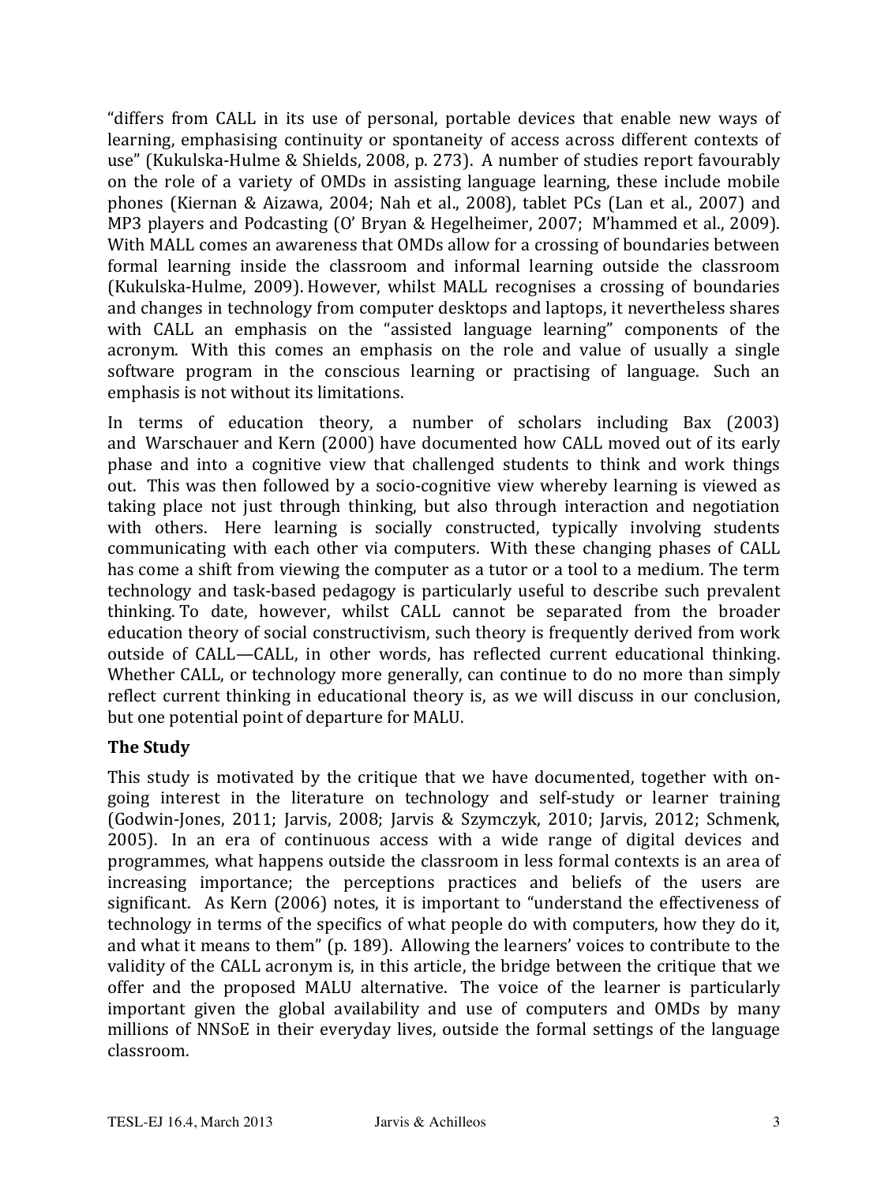"differs from CALL in its use of personal, portable devices that enable new ways of learning, emphasising continuity or spontaneity of access across different contexts of use" (Kukulska-Hulme & Shields, 2008, p. 273). A number of studies report favourably on the role of a variety of OMDs in assisting language learning, these include mobile phones (Kiernan & Aizawa, 2004; Nah et al., 2008), tablet PCs (Lan et al., 2007) and MP3 players and Podcasting (O' Bryan & Hegelheimer, 2007; M'hammed et al., 2009). With MALL comes an awareness that OMDs allow for a crossing of boundaries between formal learning inside the classroom and informal learning outside the classroom (Kukulska-Hulme, 2009). However, whilst MALL recognises a crossing of boundaries and changes in technology from computer desktops and laptops, it nevertheless shares with CALL an emphasis on the "assisted language learning" components of the acronym. With this comes an emphasis on the role and value of usually a single software program in the conscious learning or practising of language. Such an emphasis is not without its limitations.

In terms of education theory, a number of scholars including Bax (2003) and Warschauer and Kern (2000) have documented how CALL moved out of its early phase and into a cognitive view that challenged students to think and work things out. This was then followed by a socio-cognitive view whereby learning is viewed as taking place not just through thinking, but also through interaction and negotiation with others. Here learning is socially constructed, typically involving students communicating with each other via computers. With these changing phases of CALL has come a shift from viewing the computer as a tutor or a tool to a medium. The term technology and task-based pedagogy is particularly useful to describe such prevalent thinking. To date, however, whilst CALL cannot be separated from the broader education theory of social constructivism, such theory is frequently derived from work outside of CALL—CALL, in other words, has reflected current educational thinking. Whether CALL, or technology more generally, can continue to do no more than simply reflect current thinking in educational theory is, as we will discuss in our conclusion, but one potential point of departure for MALU.

## The Study

This study is motivated by the critique that we have documented, together with on-going interest in the literature on technology and self-study or learner training (Godwin-Jones, 2011; Jarvis, 2008; Jarvis & Szymczyk, 2010; Jarvis, 2012; Schmenk, 2005). In an era of continuous access with a wide range of digital devices and programmes, what happens outside the classroom in less formal contexts is an area of increasing importance; the perceptions practices and beliefs of the users are significant. As Kern (2006) notes, it is important to "understand the effectiveness of technology in terms of the specifics of what people do with computers, how they do it, and what it means to them" (p. 189). Allowing the learners' voices to contribute to the validity of the CALL acronym is, in this article, the bridge between the critique that we offer and the proposed MALU alternative. The voice of the learner is particularly important given the global availability and use of computers and OMDs by many millions of NNSoE in their everyday lives, outside the formal settings of the language classroom.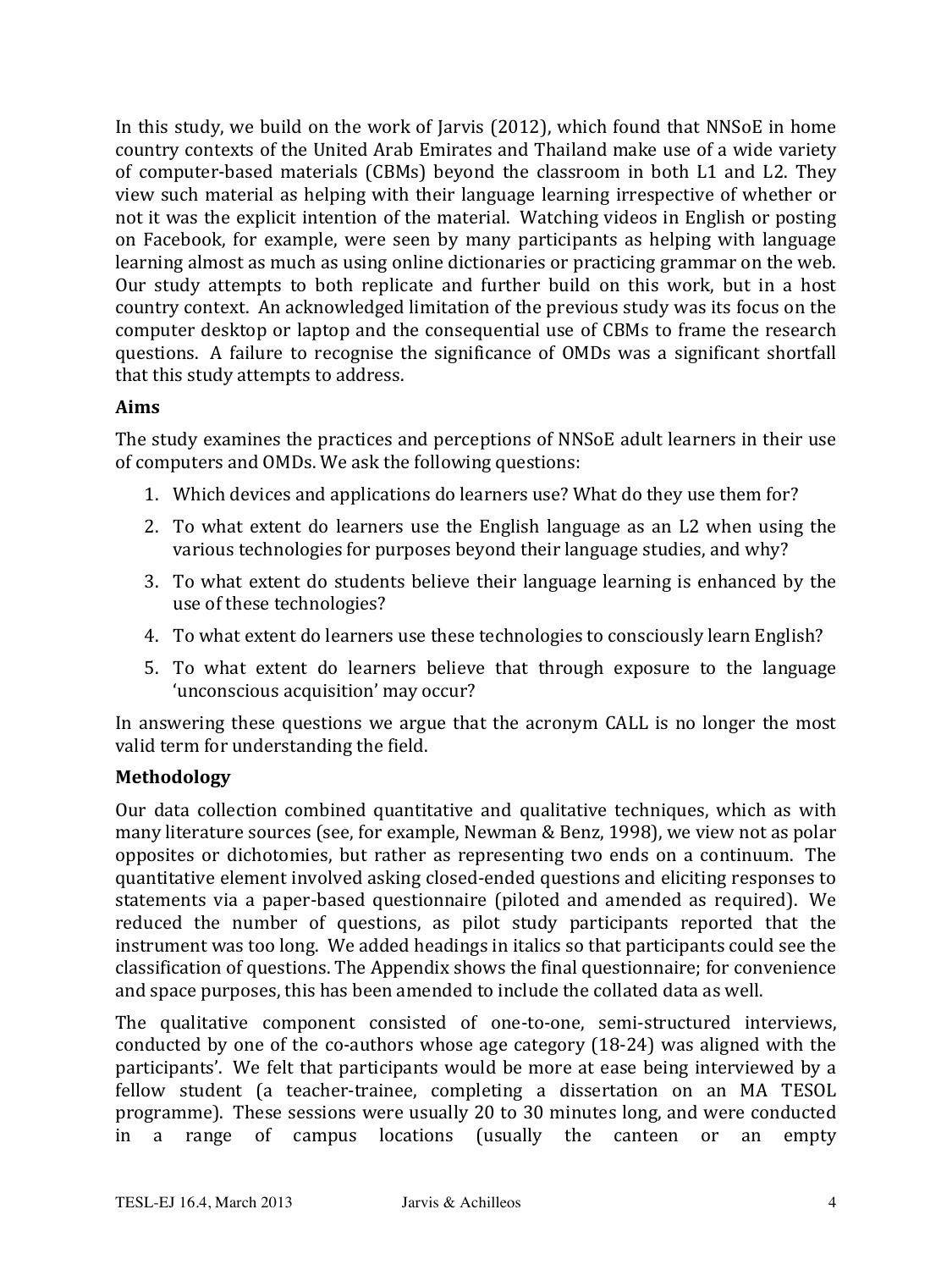In this study, we build on the work of Jarvis (2012), which found that NNSoE in home country contexts of the United Arab Emirates and Thailand make use of a wide variety of computer-based materials (CBMs) beyond the classroom in both L1 and L2. They view such material as helping with their language learning irrespective of whether or not it was the explicit intention of the material. Watching videos in English or posting on Facebook, for example, were seen by many participants as helping with language learning almost as much as using online dictionaries or practicing grammar on the web. Our study attempts to both replicate and further build on this work, but in a host country context. An acknowledged limitation of the previous study was its focus on the computer desktop or laptop and the consequential use of CBMs to frame the research questions. A failure to recognise the significance of OMDs was a significant shortfall that this study attempts to address.

### Aims

The study examines the practices and perceptions of NNSoE adult learners in their use of computers and OMDs. We ask the following questions:

1. Which devices and applications do learners use? What do they use them for?
2. To what extent do learners use the English language as an L2 when using the various technologies for purposes beyond their language studies, and why?
3. To what extent do students believe their language learning is enhanced by the use of these technologies?
4. To what extent do learners use these technologies to consciously learn English?
5. To what extent do learners believe that through exposure to the language 'unconscious acquisition' may occur?

In answering these questions we argue that the acronym CALL is no longer the most valid term for understanding the field.

### Methodology

Our data collection combined quantitative and qualitative techniques, which as with many literature sources (see, for example, Newman & Benz, 1998), we view not as polar opposites or dichotomies, but rather as representing two ends on a continuum. The quantitative element involved asking closed-ended questions and eliciting responses to statements via a paper-based questionnaire (piloted and amended as required). We reduced the number of questions, as pilot study participants reported that the instrument was too long. We added headings in italics so that participants could see the classification of questions. The Appendix shows the final questionnaire; for convenience and space purposes, this has been amended to include the collated data as well.

The qualitative component consisted of one-to-one, semi-structured interviews, conducted by one of the co-authors whose age category (18-24) was aligned with the participants'. We felt that participants would be more at ease being interviewed by a fellow student (a teacher-trainee, completing a dissertation on an MA TESOL programme). These sessions were usually 20 to 30 minutes long, and were conducted in a range of campus locations (usually the canteen or an empty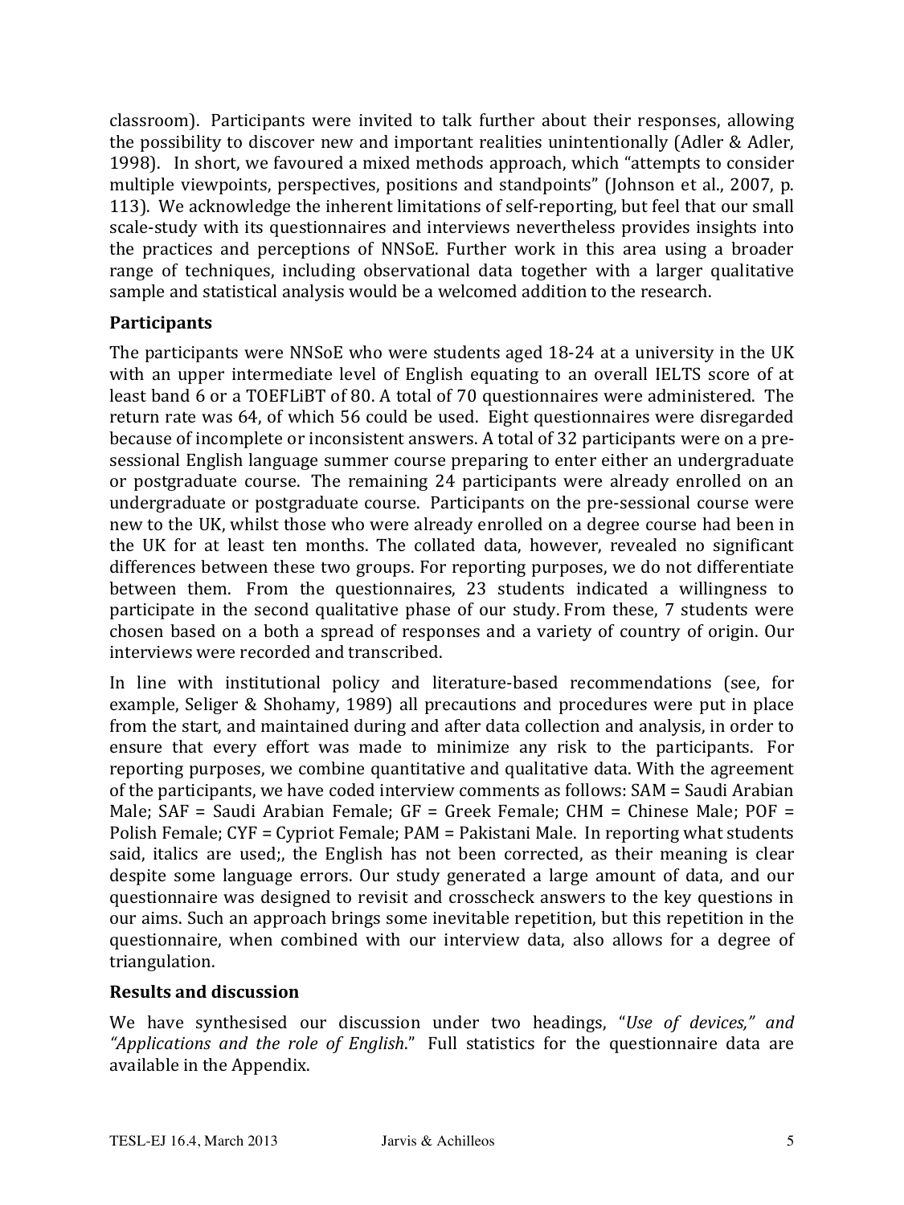classroom). Participants were invited to talk further about their responses, allowing the possibility to discover new and important realities unintentionally (Adler & Adler, 1998). In short, we favoured a mixed methods approach, which "attempts to consider multiple viewpoints, perspectives, positions and standpoints" (Johnson et al., 2007, p. 113). We acknowledge the inherent limitations of self-reporting, but feel that our small scale-study with its questionnaires and interviews nevertheless provides insights into the practices and perceptions of NNSoE. Further work in this area using a broader range of techniques, including observational data together with a larger qualitative sample and statistical analysis would be a welcomed addition to the research.

**Participants**

The participants were NNSoE who were students aged 18-24 at a university in the UK with an upper intermediate level of English equating to an overall IELTS score of at least band 6 or a TOEFLiBT of 80. A total of 70 questionnaires were administered. The return rate was 64, of which 56 could be used. Eight questionnaires were disregarded because of incomplete or inconsistent answers. A total of 32 participants were on a pre-sessional English language summer course preparing to enter either an undergraduate or postgraduate course. The remaining 24 participants were already enrolled on an undergraduate or postgraduate course. Participants on the pre-sessional course were new to the UK, whilst those who were already enrolled on a degree course had been in the UK for at least ten months. The collated data, however, revealed no significant differences between these two groups. For reporting purposes, we do not differentiate between them. From the questionnaires, 23 students indicated a willingness to participate in the second qualitative phase of our study. From these, 7 students were chosen based on a both a spread of responses and a variety of country of origin. Our interviews were recorded and transcribed.

In line with institutional policy and literature-based recommendations (see, for example, Seliger & Shohamy, 1989) all precautions and procedures were put in place from the start, and maintained during and after data collection and analysis, in order to ensure that every effort was made to minimize any risk to the participants. For reporting purposes, we combine quantitative and qualitative data. With the agreement of the participants, we have coded interview comments as follows: SAM = Saudi Arabian Male; SAF = Saudi Arabian Female; GF = Greek Female; CHM = Chinese Male; POF = Polish Female; CYF = Cypriot Female; PAM = Pakistani Male. In reporting what students said, italics are used;, the English has not been corrected, as their meaning is clear despite some language errors. Our study generated a large amount of data, and our questionnaire was designed to revisit and crosscheck answers to the key questions in our aims. Such an approach brings some inevitable repetition, but this repetition in the questionnaire, when combined with our interview data, also allows for a degree of triangulation.

**Results and discussion**

We have synthesised our discussion under two headings, "*Use of devices," and "Applications and the role of English*." Full statistics for the questionnaire data are available in the Appendix.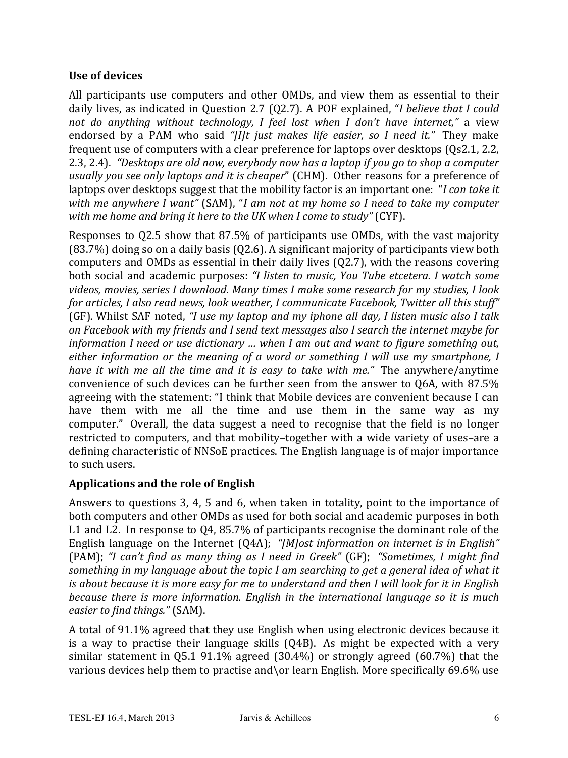**Use of devices**

All participants use computers and other OMDs, and view them as essential to their daily lives, as indicated in Question 2.7 (Q2.7). A POF explained, "*I believe that I could not do anything without technology, I feel lost when I don't have internet,"* a view endorsed by a PAM who said *"[I]t just makes life easier, so I need it."* They make frequent use of computers with a clear preference for laptops over desktops (Qs2.1, 2.2, 2.3, 2.4). *"Desktops are old now, everybody now has a laptop if you go to shop a computer usually you see only laptops and it is cheaper*" (CHM). Other reasons for a preference of laptops over desktops suggest that the mobility factor is an important one: "*I can take it with me anywhere I want"* (SAM), "*I am not at my home so I need to take my computer with me home and bring it here to the UK when I come to study"* (CYF).

Responses to Q2.5 show that 87.5% of participants use OMDs, with the vast majority (83.7%) doing so on a daily basis (Q2.6). A significant majority of participants view both computers and OMDs as essential in their daily lives (Q2.7), with the reasons covering both social and academic purposes: *"I listen to music, You Tube etcetera. I watch some videos, movies, series I download. Many times I make some research for my studies, I look for articles, I also read news, look weather, I communicate Facebook, Twitter all this stuff*" (GF). Whilst SAF noted, *"I use my laptop and my iphone all day, I listen music also I talk on Facebook with my friends and I send text messages also I search the internet maybe for information I need or use dictionary … when I am out and want to figure something out, either information or the meaning of a word or something I will use my smartphone, I have it with me all the time and it is easy to take with me."* The anywhere/anytime convenience of such devices can be further seen from the answer to Q6A, with 87.5% agreeing with the statement: "I think that Mobile devices are convenient because I can have them with me all the time and use them in the same way as my computer." Overall, the data suggest a need to recognise that the field is no longer restricted to computers, and that mobility–together with a wide variety of uses–are a defining characteristic of NNSoE practices. The English language is of major importance to such users.

**Applications and the role of English**

Answers to questions 3, 4, 5 and 6, when taken in totality, point to the importance of both computers and other OMDs as used for both social and academic purposes in both L1 and L2. In response to Q4, 85.7% of participants recognise the dominant role of the English language on the Internet (Q4A); *"[M]ost information on internet is in English"* (PAM); *"I can't find as many thing as I need in Greek"* (GF); *"Sometimes, I might find something in my language about the topic I am searching to get a general idea of what it is about because it is more easy for me to understand and then I will look for it in English because there is more information. English in the international language so it is much easier to find things."* (SAM).

A total of 91.1% agreed that they use English when using electronic devices because it is a way to practise their language skills (Q4B). As might be expected with a very similar statement in Q5.1 91.1% agreed (30.4%) or strongly agreed (60.7%) that the various devices help them to practise and\or learn English. More specifically 69.6% use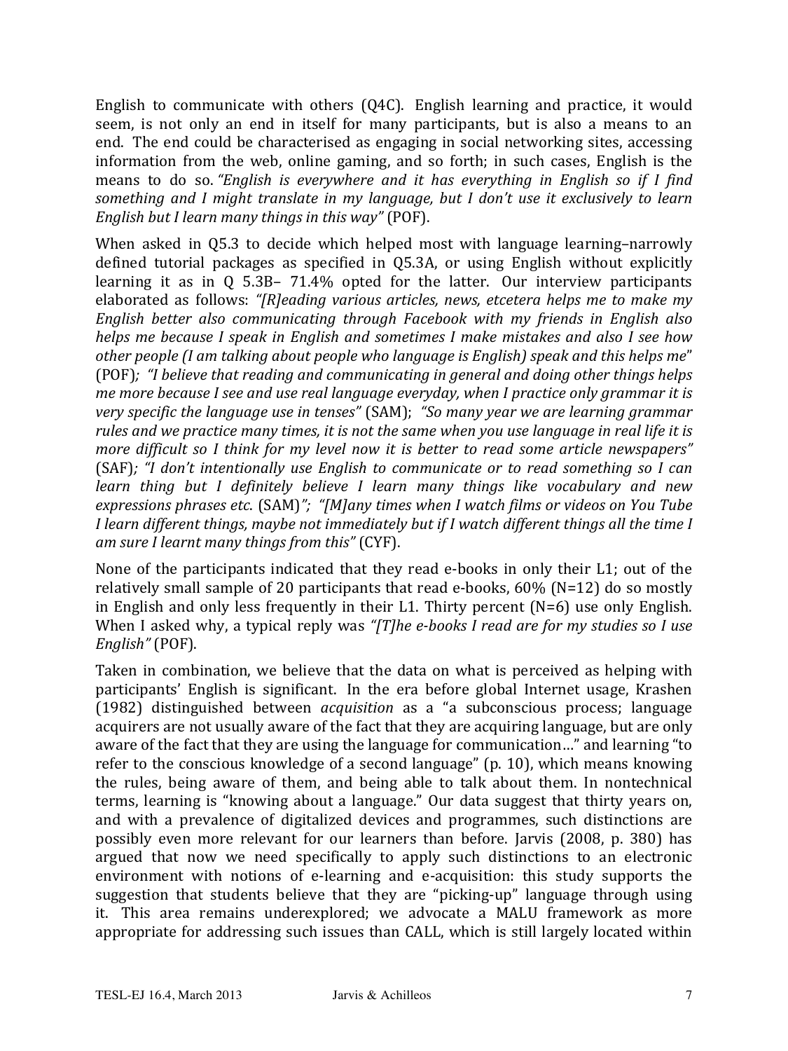English to communicate with others (Q4C). English learning and practice, it would seem, is not only an end in itself for many participants, but is also a means to an end. The end could be characterised as engaging in social networking sites, accessing information from the web, online gaming, and so forth; in such cases, English is the means to do so. *"English is everywhere and it has everything in English so if I find something and I might translate in my language, but I don't use it exclusively to learn English but I learn many things in this way"* (POF).

When asked in Q5.3 to decide which helped most with language learning–narrowly defined tutorial packages as specified in Q5.3A, or using English without explicitly learning it as in Q 5.3B– 71.4% opted for the latter. Our interview participants elaborated as follows: *"[R]eading various articles, news, etcetera helps me to make my English better also communicating through Facebook with my friends in English also helps me because I speak in English and sometimes I make mistakes and also I see how other people (I am talking about people who language is English) speak and this helps me"* (POF); *"I believe that reading and communicating in general and doing other things helps me more because I see and use real language everyday, when I practice only grammar it is very specific the language use in tenses"* (SAM); *"So many year we are learning grammar rules and we practice many times, it is not the same when you use language in real life it is more difficult so I think for my level now it is better to read some article newspapers"* (SAF); *"I don't intentionally use English to communicate or to read something so I can learn thing but I definitely believe I learn many things like vocabulary and new expressions phrases etc.* (SAM)*"; "[M]any times when I watch films or videos on You Tube I learn different things, maybe not immediately but if I watch different things all the time I am sure I learnt many things from this"* (CYF).

None of the participants indicated that they read e-books in only their L1; out of the relatively small sample of 20 participants that read e-books, 60% (N=12) do so mostly in English and only less frequently in their L1. Thirty percent (N=6) use only English. When I asked why, a typical reply was *"[T]he e-books I read are for my studies so I use English"* (POF).

Taken in combination, we believe that the data on what is perceived as helping with participants' English is significant. In the era before global Internet usage, Krashen (1982) distinguished between *acquisition* as a "a subconscious process; language acquirers are not usually aware of the fact that they are acquiring language, but are only aware of the fact that they are using the language for communication…" and learning "to refer to the conscious knowledge of a second language" (p. 10), which means knowing the rules, being aware of them, and being able to talk about them. In nontechnical terms, learning is "knowing about a language." Our data suggest that thirty years on, and with a prevalence of digitalized devices and programmes, such distinctions are possibly even more relevant for our learners than before. Jarvis (2008, p. 380) has argued that now we need specifically to apply such distinctions to an electronic environment with notions of e-learning and e-acquisition: this study supports the suggestion that students believe that they are "picking-up" language through using it. This area remains underexplored; we advocate a MALU framework as more appropriate for addressing such issues than CALL, which is still largely located within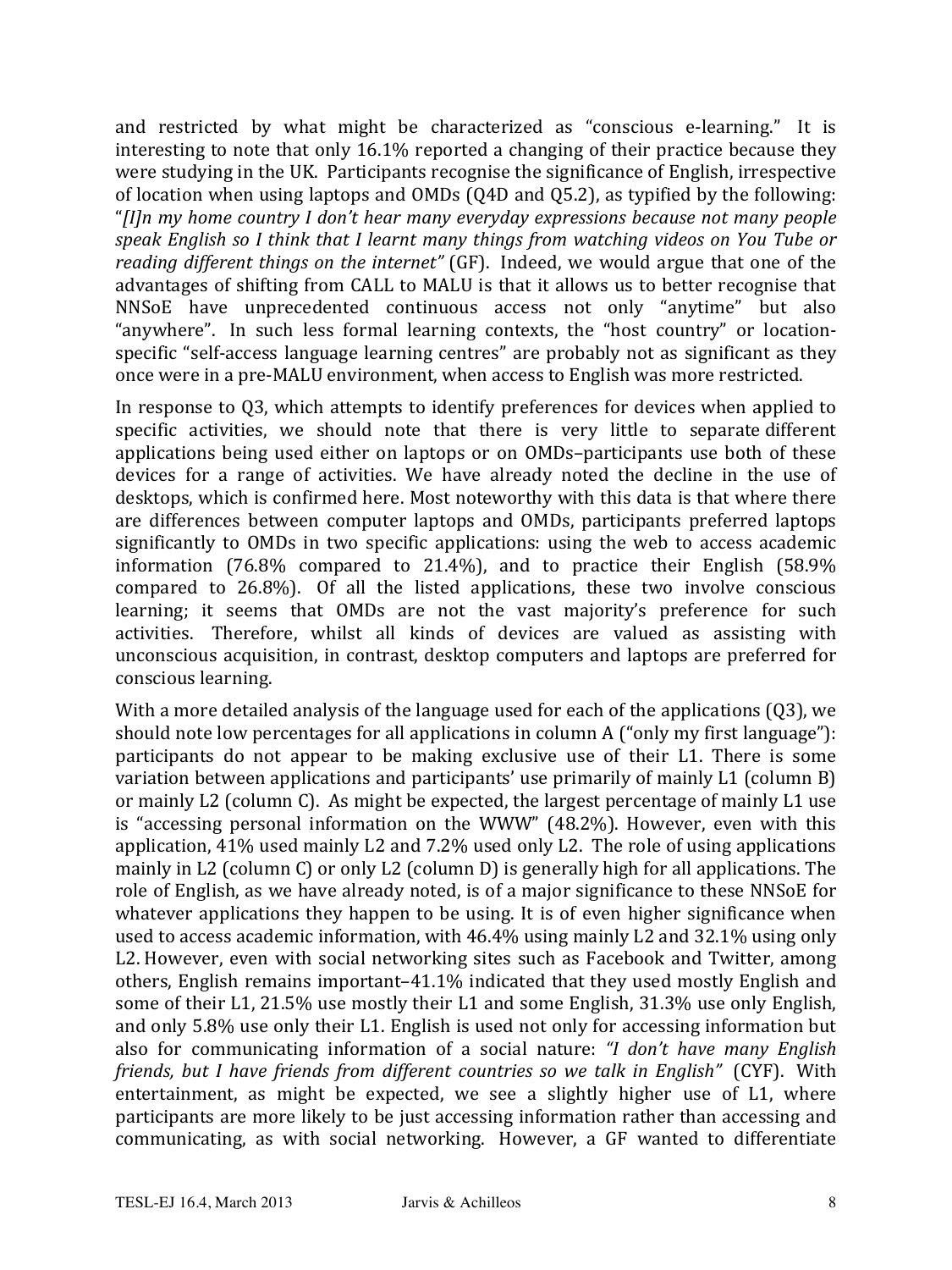and restricted by what might be characterized as "conscious e-learning." It is interesting to note that only 16.1% reported a changing of their practice because they were studying in the UK. Participants recognise the significance of English, irrespective of location when using laptops and OMDs (Q4D and Q5.2), as typified by the following: "*[I]n my home country I don't hear many everyday expressions because not many people speak English so I think that I learnt many things from watching videos on You Tube or reading different things on the internet"* (GF). Indeed, we would argue that one of the advantages of shifting from CALL to MALU is that it allows us to better recognise that NNSoE have unprecedented continuous access not only "anytime" but also "anywhere". In such less formal learning contexts, the "host country" or location-specific "self-access language learning centres" are probably not as significant as they once were in a pre-MALU environment, when access to English was more restricted.

In response to Q3, which attempts to identify preferences for devices when applied to specific activities, we should note that there is very little to separate different applications being used either on laptops or on OMDs–participants use both of these devices for a range of activities. We have already noted the decline in the use of desktops, which is confirmed here. Most noteworthy with this data is that where there are differences between computer laptops and OMDs, participants preferred laptops significantly to OMDs in two specific applications: using the web to access academic information (76.8% compared to 21.4%), and to practice their English (58.9% compared to 26.8%). Of all the listed applications, these two involve conscious learning; it seems that OMDs are not the vast majority's preference for such activities. Therefore, whilst all kinds of devices are valued as assisting with unconscious acquisition, in contrast, desktop computers and laptops are preferred for conscious learning.

With a more detailed analysis of the language used for each of the applications (Q3), we should note low percentages for all applications in column A ("only my first language"): participants do not appear to be making exclusive use of their L1. There is some variation between applications and participants' use primarily of mainly L1 (column B) or mainly L2 (column C). As might be expected, the largest percentage of mainly L1 use is "accessing personal information on the WWW" (48.2%). However, even with this application, 41% used mainly L2 and 7.2% used only L2. The role of using applications mainly in L2 (column C) or only L2 (column D) is generally high for all applications. The role of English, as we have already noted, is of a major significance to these NNSoE for whatever applications they happen to be using. It is of even higher significance when used to access academic information, with 46.4% using mainly L2 and 32.1% using only L2. However, even with social networking sites such as Facebook and Twitter, among others, English remains important–41.1% indicated that they used mostly English and some of their L1, 21.5% use mostly their L1 and some English, 31.3% use only English, and only 5.8% use only their L1. English is used not only for accessing information but also for communicating information of a social nature: *"I don't have many English friends, but I have friends from different countries so we talk in English"* (CYF). With entertainment, as might be expected, we see a slightly higher use of L1, where participants are more likely to be just accessing information rather than accessing and communicating, as with social networking. However, a GF wanted to differentiate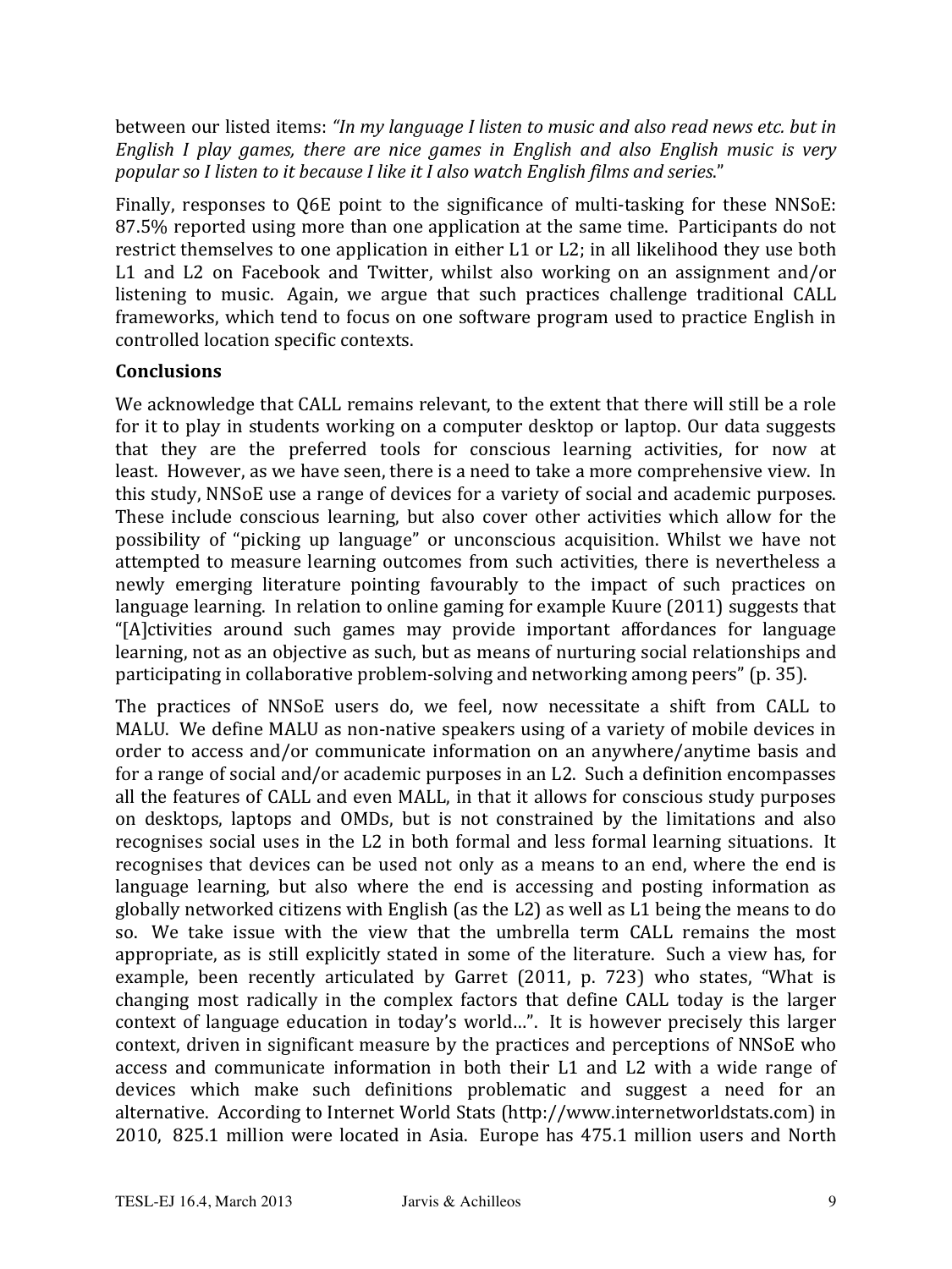between our listed items: *"In my language I listen to music and also read news etc. but in English I play games, there are nice games in English and also English music is very popular so I listen to it because I like it I also watch English films and series*."

Finally, responses to Q6E point to the significance of multi-tasking for these NNSoE: 87.5% reported using more than one application at the same time. Participants do not restrict themselves to one application in either L1 or L2; in all likelihood they use both L1 and L2 on Facebook and Twitter, whilst also working on an assignment and/or listening to music. Again, we argue that such practices challenge traditional CALL frameworks, which tend to focus on one software program used to practice English in controlled location specific contexts.

**Conclusions**

We acknowledge that CALL remains relevant, to the extent that there will still be a role for it to play in students working on a computer desktop or laptop. Our data suggests that they are the preferred tools for conscious learning activities, for now at least. However, as we have seen, there is a need to take a more comprehensive view. In this study, NNSoE use a range of devices for a variety of social and academic purposes. These include conscious learning, but also cover other activities which allow for the possibility of "picking up language" or unconscious acquisition. Whilst we have not attempted to measure learning outcomes from such activities, there is nevertheless a newly emerging literature pointing favourably to the impact of such practices on language learning. In relation to online gaming for example Kuure (2011) suggests that "[A]ctivities around such games may provide important affordances for language learning, not as an objective as such, but as means of nurturing social relationships and participating in collaborative problem-solving and networking among peers" (p. 35).

The practices of NNSoE users do, we feel, now necessitate a shift from CALL to MALU. We define MALU as non-native speakers using of a variety of mobile devices in order to access and/or communicate information on an anywhere/anytime basis and for a range of social and/or academic purposes in an L2. Such a definition encompasses all the features of CALL and even MALL, in that it allows for conscious study purposes on desktops, laptops and OMDs, but is not constrained by the limitations and also recognises social uses in the L2 in both formal and less formal learning situations. It recognises that devices can be used not only as a means to an end, where the end is language learning, but also where the end is accessing and posting information as globally networked citizens with English (as the L2) as well as L1 being the means to do so. We take issue with the view that the umbrella term CALL remains the most appropriate, as is still explicitly stated in some of the literature. Such a view has, for example, been recently articulated by Garret (2011, p. 723) who states, "What is changing most radically in the complex factors that define CALL today is the larger context of language education in today's world…". It is however precisely this larger context, driven in significant measure by the practices and perceptions of NNSoE who access and communicate information in both their L1 and L2 with a wide range of devices which make such definitions problematic and suggest a need for an alternative. According to Internet World Stats (http://www.internetworldstats.com) in 2010, 825.1 million were located in Asia. Europe has 475.1 million users and North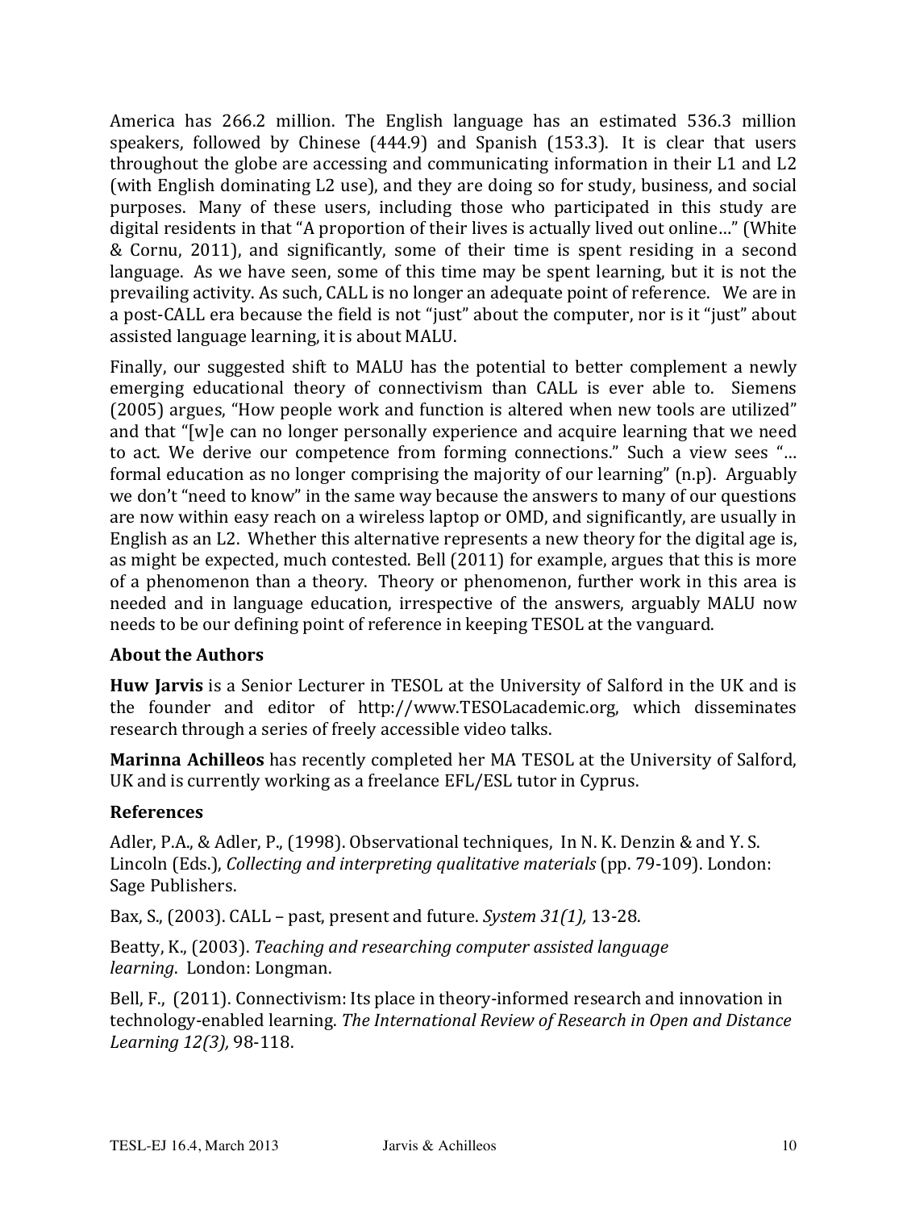America has 266.2 million. The English language has an estimated 536.3 million speakers, followed by Chinese (444.9) and Spanish (153.3). It is clear that users throughout the globe are accessing and communicating information in their L1 and L2 (with English dominating L2 use), and they are doing so for study, business, and social purposes. Many of these users, including those who participated in this study are digital residents in that "A proportion of their lives is actually lived out online…" (White & Cornu, 2011), and significantly, some of their time is spent residing in a second language. As we have seen, some of this time may be spent learning, but it is not the prevailing activity. As such, CALL is no longer an adequate point of reference. We are in a post-CALL era because the field is not "just" about the computer, nor is it "just" about assisted language learning, it is about MALU.

Finally, our suggested shift to MALU has the potential to better complement a newly emerging educational theory of connectivism than CALL is ever able to. Siemens (2005) argues, "How people work and function is altered when new tools are utilized" and that "[w]e can no longer personally experience and acquire learning that we need to act. We derive our competence from forming connections." Such a view sees "… formal education as no longer comprising the majority of our learning" (n.p). Arguably we don't "need to know" in the same way because the answers to many of our questions are now within easy reach on a wireless laptop or OMD, and significantly, are usually in English as an L2. Whether this alternative represents a new theory for the digital age is, as might be expected, much contested. Bell (2011) for example, argues that this is more of a phenomenon than a theory. Theory or phenomenon, further work in this area is needed and in language education, irrespective of the answers, arguably MALU now needs to be our defining point of reference in keeping TESOL at the vanguard.

## About the Authors

**Huw Jarvis** is a Senior Lecturer in TESOL at the University of Salford in the UK and is the founder and editor of http://www.TESOLacademic.org, which disseminates research through a series of freely accessible video talks.

**Marinna Achilleos** has recently completed her MA TESOL at the University of Salford, UK and is currently working as a freelance EFL/ESL tutor in Cyprus.

## References

Adler, P.A., & Adler, P., (1998). Observational techniques, In N. K. Denzin & and Y. S. Lincoln (Eds.), *Collecting and interpreting qualitative materials* (pp. 79-109). London: Sage Publishers.

Bax, S., (2003). CALL – past, present and future. *System 31(1),* 13-28.

Beatty, K., (2003). *Teaching and researching computer assisted language learning*. London: Longman.

Bell, F., (2011). Connectivism: Its place in theory-informed research and innovation in technology-enabled learning. *The International Review of Research in Open and Distance Learning 12(3),* 98-118.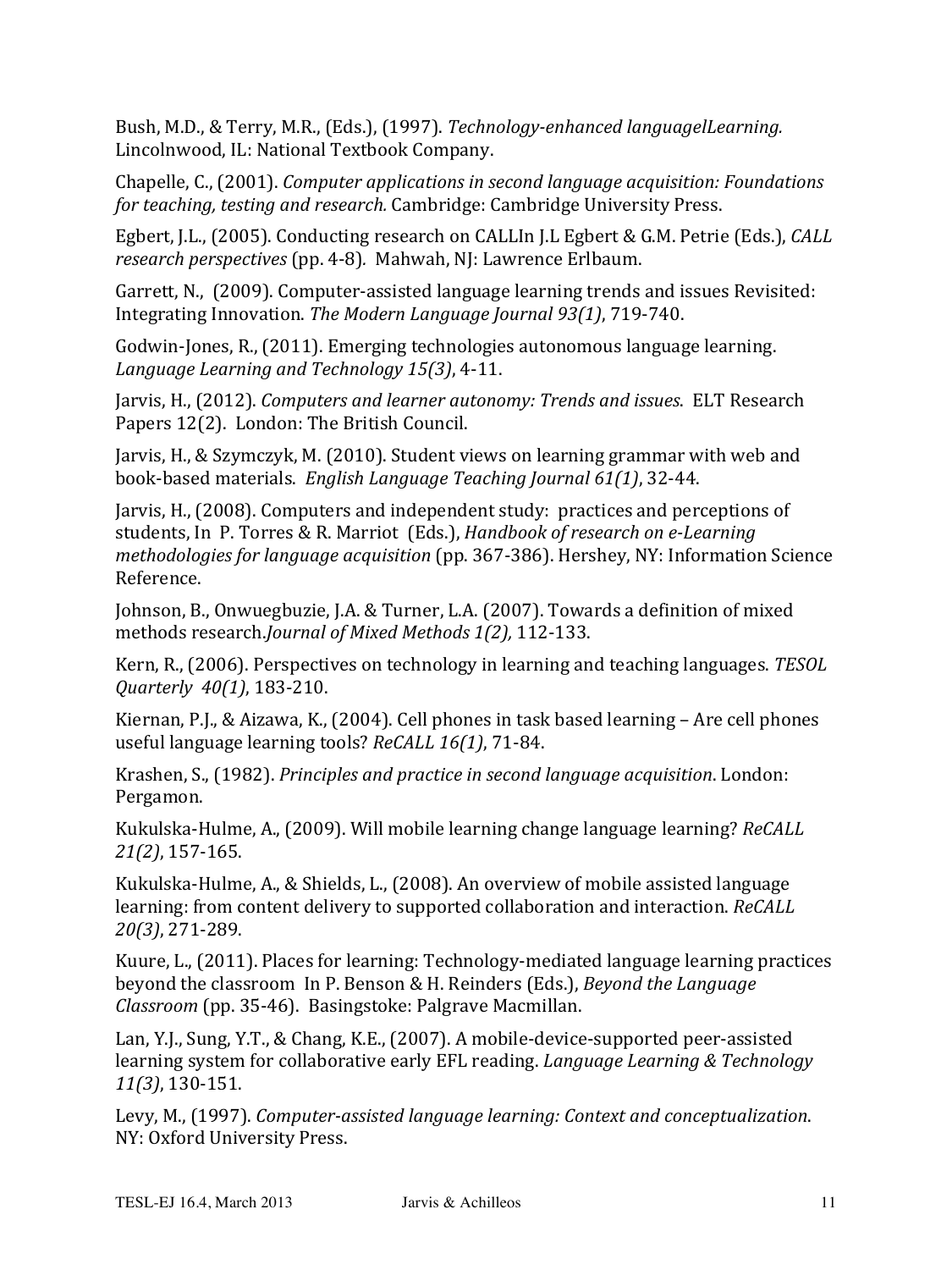Bush, M.D., & Terry, M.R., (Eds.), (1997). *Technology-enhanced languagelLearning.* Lincolnwood, IL: National Textbook Company.

Chapelle, C., (2001). *Computer applications in second language acquisition: Foundations for teaching, testing and research.* Cambridge: Cambridge University Press.

Egbert, J.L., (2005). Conducting research on CALLIn J.L Egbert & G.M. Petrie (Eds.), *CALL research perspectives* (pp. 4-8). Mahwah, NJ: Lawrence Erlbaum.

Garrett, N., (2009). Computer-assisted language learning trends and issues Revisited: Integrating Innovation. *The Modern Language Journal 93(1)*, 719-740.

Godwin-Jones, R., (2011). Emerging technologies autonomous language learning. *Language Learning and Technology 15(3)*, 4-11.

Jarvis, H., (2012). *Computers and learner autonomy: Trends and issues*. ELT Research Papers 12(2). London: The British Council.

Jarvis, H., & Szymczyk, M. (2010). Student views on learning grammar with web and book-based materials. *English Language Teaching Journal 61(1)*, 32-44.

Jarvis, H., (2008). Computers and independent study: practices and perceptions of students, In P. Torres & R. Marriot (Eds.), *Handbook of research on e-Learning methodologies for language acquisition* (pp. 367-386). Hershey, NY: Information Science Reference.

Johnson, B., Onwuegbuzie, J.A. & Turner, L.A. (2007). Towards a definition of mixed methods research.*Journal of Mixed Methods 1(2),* 112-133.

Kern, R., (2006). Perspectives on technology in learning and teaching languages. *TESOL Quarterly 40(1)*, 183-210.

Kiernan, P.J., & Aizawa, K., (2004). Cell phones in task based learning – Are cell phones useful language learning tools? *ReCALL 16(1)*, 71-84.

Krashen, S., (1982). *Principles and practice in second language acquisition*. London: Pergamon.

Kukulska-Hulme, A., (2009). Will mobile learning change language learning? *ReCALL 21(2)*, 157-165.

Kukulska-Hulme, A., & Shields, L., (2008). An overview of mobile assisted language learning: from content delivery to supported collaboration and interaction. *ReCALL 20(3)*, 271-289.

Kuure, L., (2011). Places for learning: Technology-mediated language learning practices beyond the classroom In P. Benson & H. Reinders (Eds.), *Beyond the Language Classroom* (pp. 35-46). Basingstoke: Palgrave Macmillan.

Lan, Y.J., Sung, Y.T., & Chang, K.E., (2007). A mobile-device-supported peer-assisted learning system for collaborative early EFL reading. *Language Learning & Technology 11(3)*, 130-151.

Levy, M., (1997). *Computer-assisted language learning: Context and conceptualization*. NY: Oxford University Press.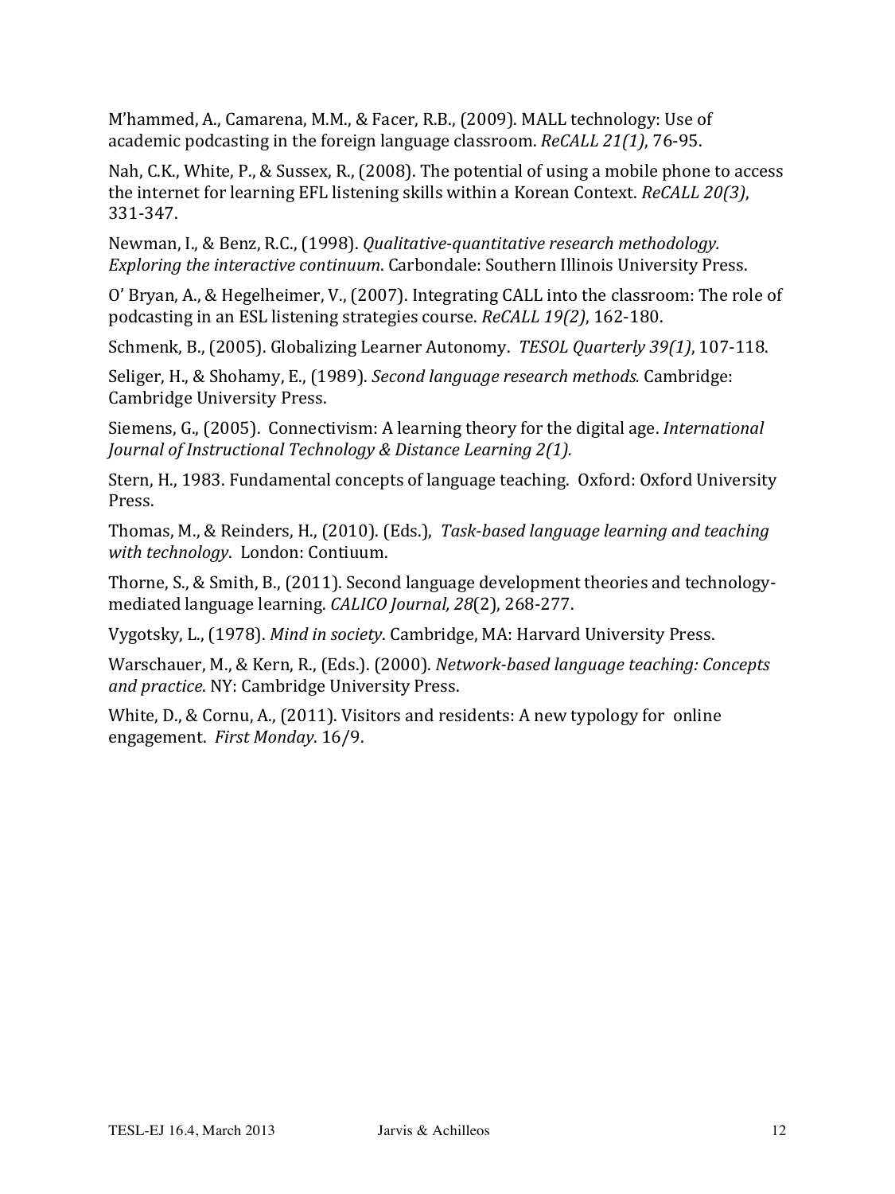M'hammed, A., Camarena, M.M., & Facer, R.B., (2009). MALL technology: Use of academic podcasting in the foreign language classroom. *ReCALL 21(1)*, 76-95.

Nah, C.K., White, P., & Sussex, R., (2008). The potential of using a mobile phone to access the internet for learning EFL listening skills within a Korean Context. *ReCALL 20(3)*, 331-347.

Newman, I., & Benz, R.C., (1998). *Qualitative-quantitative research methodology. Exploring the interactive continuum*. Carbondale: Southern Illinois University Press.

O' Bryan, A., & Hegelheimer, V., (2007). Integrating CALL into the classroom: The role of podcasting in an ESL listening strategies course. *ReCALL 19(2)*, 162-180.

Schmenk, B., (2005). Globalizing Learner Autonomy. *TESOL Quarterly 39(1)*, 107-118.

Seliger, H., & Shohamy, E., (1989). *Second language research methods.* Cambridge: Cambridge University Press.

Siemens, G., (2005). Connectivism: A learning theory for the digital age. *International Journal of Instructional Technology & Distance Learning 2(1).*

Stern, H., 1983. Fundamental concepts of language teaching. Oxford: Oxford University Press.

Thomas, M., & Reinders, H., (2010). (Eds.), *Task-based language learning and teaching with technology*. London: Contiuum.

Thorne, S., & Smith, B., (2011). Second language development theories and technology-mediated language learning. *CALICO Journal, 28*(2), 268-277.

Vygotsky, L., (1978). *Mind in society*. Cambridge, MA: Harvard University Press.

Warschauer, M., & Kern, R., (Eds.). (2000). *Network-based language teaching: Concepts and practice*. NY: Cambridge University Press.

White, D., & Cornu, A., (2011). Visitors and residents: A new typology for online engagement. *First Monday*. 16/9.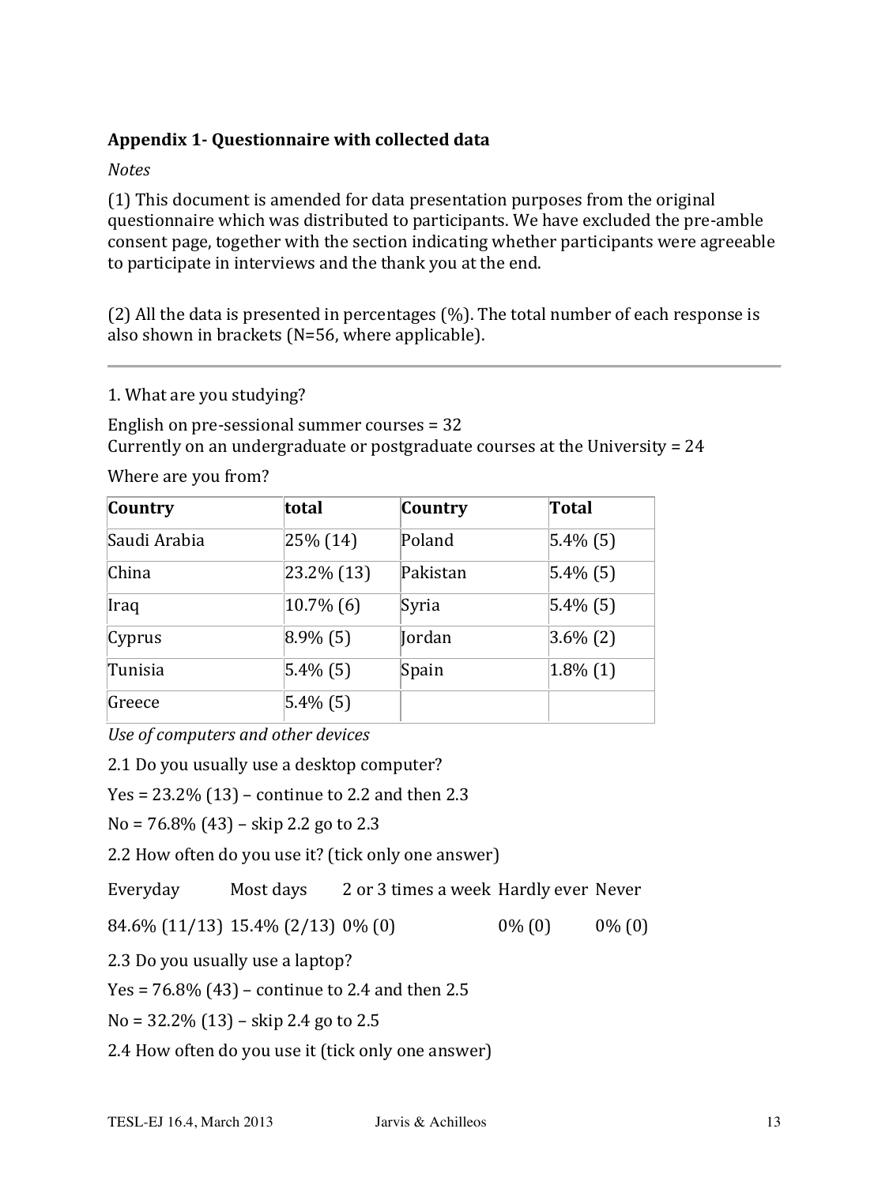**Appendix 1- Questionnaire with collected data**

*Notes*

(1) This document is amended for data presentation purposes from the original questionnaire which was distributed to participants. We have excluded the pre-amble consent page, together with the section indicating whether participants were agreeable to participate in interviews and the thank you at the end.

(2) All the data is presented in percentages (%). The total number of each response is also shown in brackets (N=56, where applicable).

---

1. What are you studying?

English on pre-sessional summer courses = 32
Currently on an undergraduate or postgraduate courses at the University = 24

Where are you from?

| Country | total | Country | Total |
|---|---|---|---|
| Saudi Arabia | 25% (14) | Poland | 5.4% (5) |
| China | 23.2% (13) | Pakistan | 5.4% (5) |
| Iraq | 10.7% (6) | Syria | 5.4% (5) |
| Cyprus | 8.9% (5) | Jordan | 3.6% (2) |
| Tunisia | 5.4% (5) | Spain | 1.8% (1) |
| Greece | 5.4% (5) | | |

*Use of computers and other devices*

2.1 Do you usually use a desktop computer?

Yes = 23.2% (13) – continue to 2.2 and then 2.3

No = 76.8% (43) – skip 2.2 go to 2.3

2.2 How often do you use it? (tick only one answer)

| Everyday | Most days | 2 or 3 times a week | Hardly ever | Never |
|---|---|---|---|---|
| 84.6% (11/13) | 15.4% (2/13) | 0% (0) | 0% (0) | 0% (0) |

2.3 Do you usually use a laptop?

Yes = 76.8% (43) – continue to 2.4 and then 2.5

No = 32.2% (13) – skip 2.4 go to 2.5

2.4 How often do you use it (tick only one answer)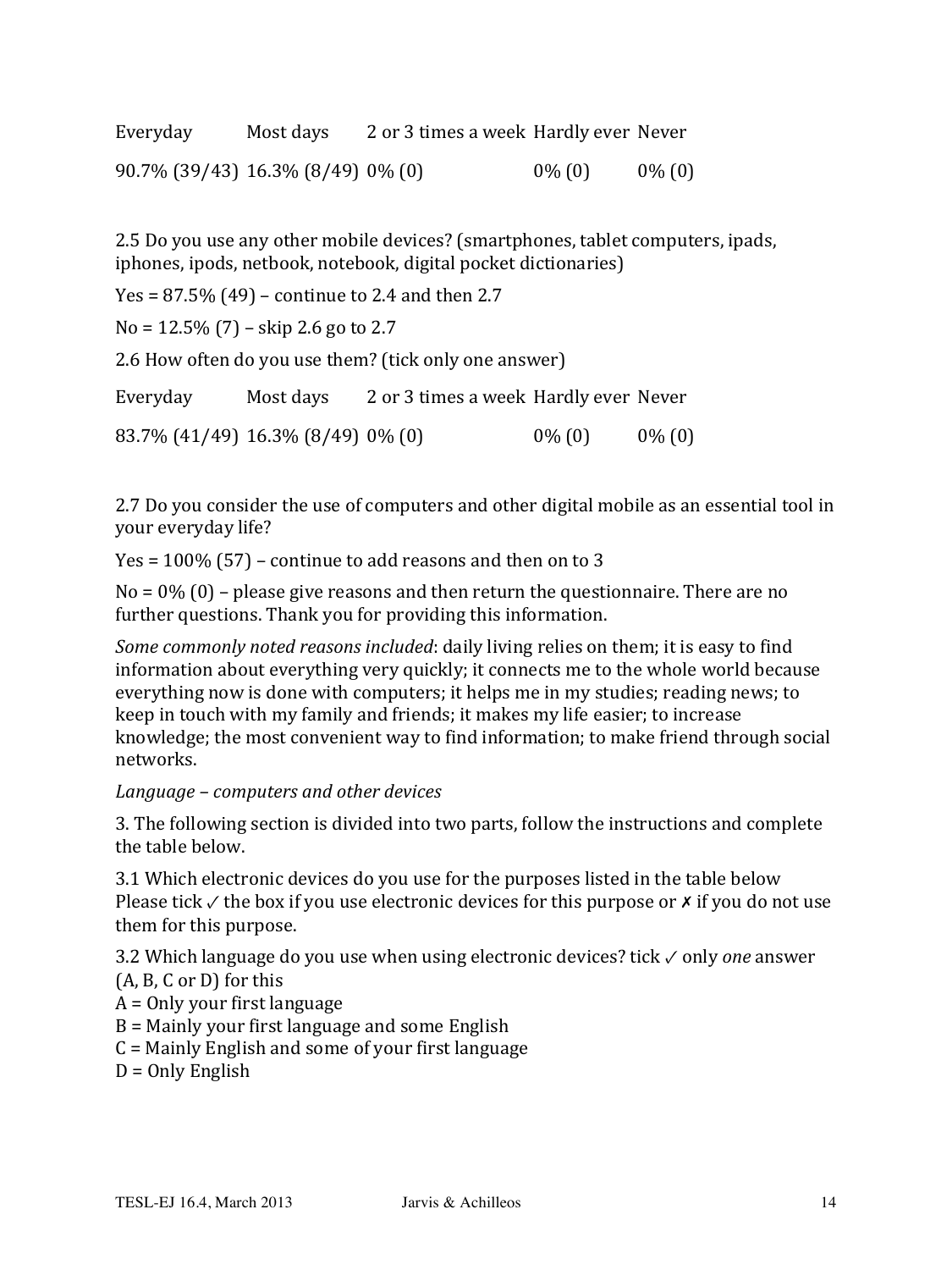| Everyday | Most days | 2 or 3 times a week | Hardly ever | Never |
|---|---|---|---|---|
| 90.7% (39/43) | 16.3% (8/49) | 0% (0) | 0% (0) | 0% (0) |

2.5 Do you use any other mobile devices? (smartphones, tablet computers, ipads, iphones, ipods, netbook, notebook, digital pocket dictionaries)

Yes = 87.5% (49) – continue to 2.4 and then 2.7

No = 12.5% (7) – skip 2.6 go to 2.7

2.6 How often do you use them? (tick only one answer)

| Everyday | Most days | 2 or 3 times a week | Hardly ever | Never |
|---|---|---|---|---|
| 83.7% (41/49) | 16.3% (8/49) | 0% (0) | 0% (0) | 0% (0) |

2.7 Do you consider the use of computers and other digital mobile as an essential tool in your everyday life?

Yes = 100% (57) – continue to add reasons and then on to 3

No = 0% (0) – please give reasons and then return the questionnaire. There are no further questions. Thank you for providing this information.

*Some commonly noted reasons included*: daily living relies on them; it is easy to find information about everything very quickly; it connects me to the whole world because everything now is done with computers; it helps me in my studies; reading news; to keep in touch with my family and friends; it makes my life easier; to increase knowledge; the most convenient way to find information; to make friend through social networks.

*Language – computers and other devices*

3. The following section is divided into two parts, follow the instructions and complete the table below.

3.1 Which electronic devices do you use for the purposes listed in the table below Please tick ✓ the box if you use electronic devices for this purpose or ✗ if you do not use them for this purpose.

3.2 Which language do you use when using electronic devices? tick ✓ only *one* answer (A, B, C or D) for this

A = Only your first language
B = Mainly your first language and some English
C = Mainly English and some of your first language
D = Only English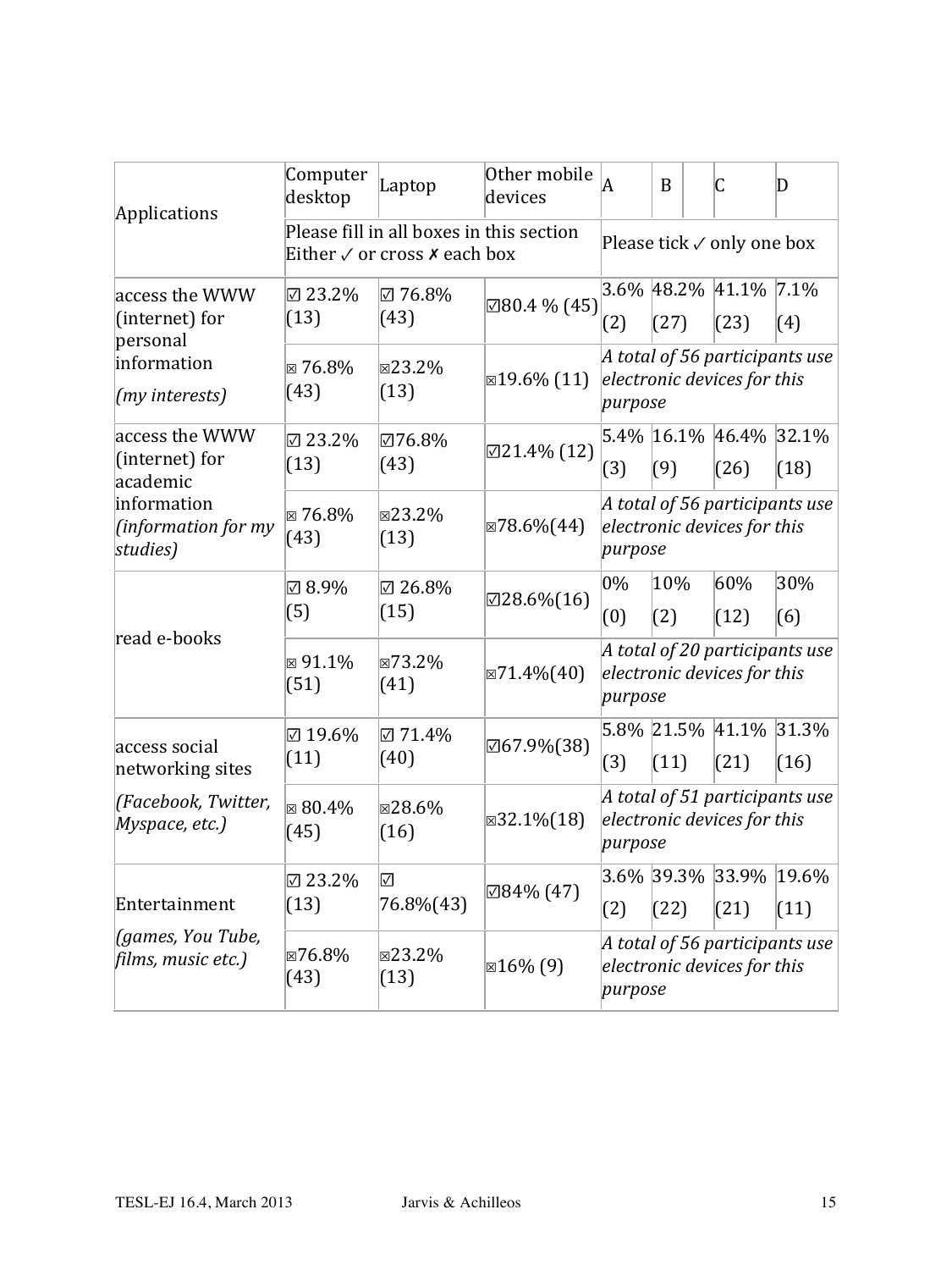| Applications | Computer desktop | Laptop | Other mobile devices | A | B | C | D |
|---|---|---|---|---|---|---|---|
| | Please fill in all boxes in this section Either ✓ or cross ✗ each box | | | Please tick ✓ only one box | | | |
| access the WWW (internet) for personal information *(my interests)* | ☑ 23.2% (13) | ☑ 76.8% (43) | ☑80.4 % (45) | 3.6% (2) | 48.2% (27) | 41.1% (23) | 7.1% (4) |
| | ☒ 76.8% (43) | ☒23.2% (13) | ☒19.6% (11) | *A total of 56 participants use electronic devices for this purpose* | | | |
| access the WWW (internet) for academic information *(information for my studies)* | ☑ 23.2% (13) | ☑76.8% (43) | ☑21.4% (12) | 5.4% (3) | 16.1% (9) | 46.4% (26) | 32.1% (18) |
| | ☒ 76.8% (43) | ☒23.2% (13) | ☒78.6%(44) | *A total of 56 participants use electronic devices for this purpose* | | | |
| read e-books | ☑ 8.9% (5) | ☑ 26.8% (15) | ☑28.6%(16) | 0% (0) | 10% (2) | 60% (12) | 30% (6) |
| | ☒ 91.1% (51) | ☒73.2% (41) | ☒71.4%(40) | *A total of 20 participants use electronic devices for this purpose* | | | |
| access social networking sites *(Facebook, Twitter, Myspace, etc.)* | ☑ 19.6% (11) | ☑ 71.4% (40) | ☑67.9%(38) | 5.8% (3) | 21.5% (11) | 41.1% (21) | 31.3% (16) |
| | ☒ 80.4% (45) | ☒28.6% (16) | ☒32.1%(18) | *A total of 51 participants use electronic devices for this purpose* | | | |
| Entertainment *(games, You Tube, films, music etc.)* | ☑ 23.2% (13) | ☑ 76.8%(43) | ☑84% (47) | 3.6% (2) | 39.3% (22) | 33.9% (21) | 19.6% (11) |
| | ☒76.8% (43) | ☒23.2% (13) | ☒16% (9) | *A total of 56 participants use electronic devices for this purpose* | | | |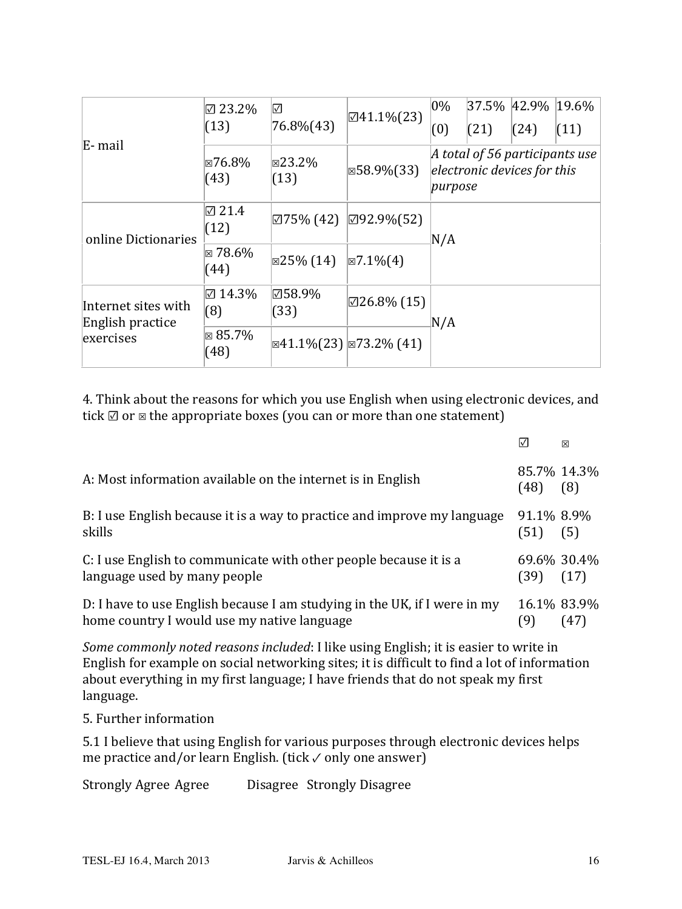| | | | | | | | |
|---|---|---|---|---|---|---|---|
| E- mail | ☑ 23.2% (13) | ☑ 76.8%(43) | ☑41.1%(23) | 0% (0) | 37.5% (21) | 42.9% (24) | 19.6% (11) |
| | ☒76.8% (43) | ☒23.2% (13) | ☒58.9%(33) | *A total of 56 participants use electronic devices for this purpose* | | | |
| online Dictionaries | ☑ 21.4 (12) | ☑75% (42) | ☑92.9%(52) | N/A | | | |
| | ☒ 78.6% (44) | ☒25% (14) | ☒7.1%(4) | | | | |
| Internet sites with English practice exercises | ☑ 14.3% (8) | ☑58.9% (33) | ☑26.8% (15) | N/A | | | |
| | ☒ 85.7% (48) | ☒41.1%(23) | ☒73.2% (41) | | | | |

4. Think about the reasons for which you use English when using electronic devices, and tick ☑ or ☒ the appropriate boxes (you can or more than one statement)

| | ☑ | ☒ |
|---|---|---|
| A: Most information available on the internet is in English | 85.7% (48) | 14.3% (8) |
| B: I use English because it is a way to practice and improve my language skills | 91.1% (51) | 8.9% (5) |
| C: I use English to communicate with other people because it is a language used by many people | 69.6% (39) | 30.4% (17) |
| D: I have to use English because I am studying in the UK, if I were in my home country I would use my native language | 16.1% (9) | 83.9% (47) |

*Some commonly noted reasons included*: I like using English; it is easier to write in English for example on social networking sites; it is difficult to find a lot of information about everything in my first language; I have friends that do not speak my first language.

5. Further information

5.1 I believe that using English for various purposes through electronic devices helps me practice and/or learn English. (tick ✓ only one answer)

Strongly Agree Agree Disagree Strongly Disagree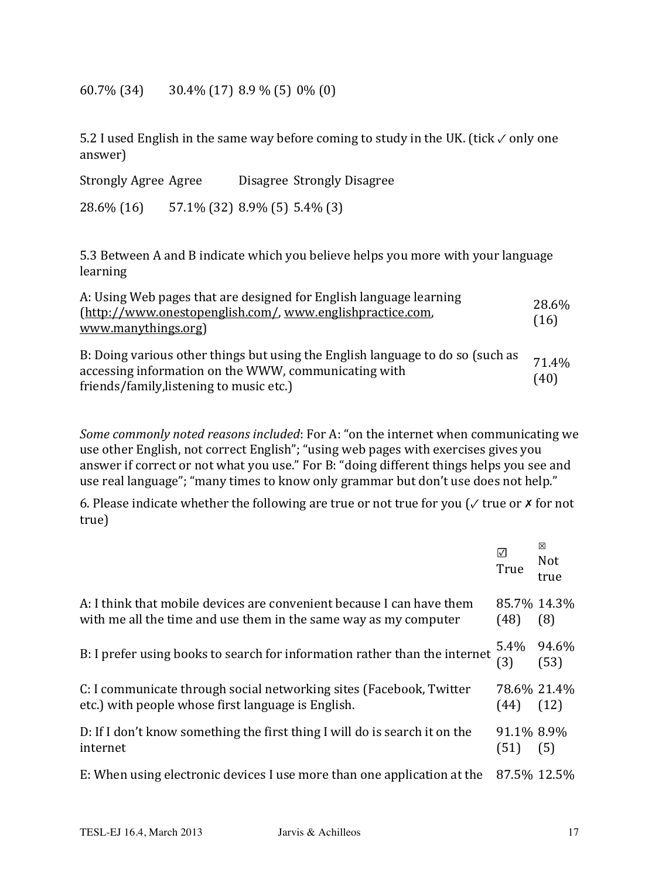| | | | |
|---|---|---|---|
| 60.7% (34) | 30.4% (17) | 8.9 % (5) | 0% (0) |

5.2 I used English in the same way before coming to study in the UK. (tick ✓ only one answer)

| Strongly Agree | Agree | Disagree | Strongly Disagree |
|---|---|---|---|
| 28.6% (16) | 57.1% (32) | 8.9% (5) | 5.4% (3) |

5.3 Between A and B indicate which you believe helps you more with your language learning

| | |
|---|---|
| A: Using Web pages that are designed for English language learning (http://www.onestopenglish.com/, www.englishpractice.com, www.manythings.org) | 28.6% (16) |
| B: Doing various other things but using the English language to do so (such as accessing information on the WWW, communicating with friends/family,listening to music etc.) | 71.4% (40) |

*Some commonly noted reasons included*: For A: "on the internet when communicating we use other English, not correct English"; "using web pages with exercises gives you answer if correct or not what you use." For B: "doing different things helps you see and use real language"; "many times to know only grammar but don't use does not help."

6. Please indicate whether the following are true or not true for you (✓ true or ✗ for not true)

| | ☑ True | ☒ Not true |
|---|---|---|
| A: I think that mobile devices are convenient because I can have them with me all the time and use them in the same way as my computer | 85.7% (48) | 14.3% (8) |
| B: I prefer using books to search for information rather than the internet | 5.4% (3) | 94.6% (53) |
| C: I communicate through social networking sites (Facebook, Twitter etc.) with people whose first language is English. | 78.6% (44) | 21.4% (12) |
| D: If I don't know something the first thing I will do is search it on the internet | 91.1% (51) | 8.9% (5) |
| E: When using electronic devices I use more than one application at the | 87.5% | 12.5% |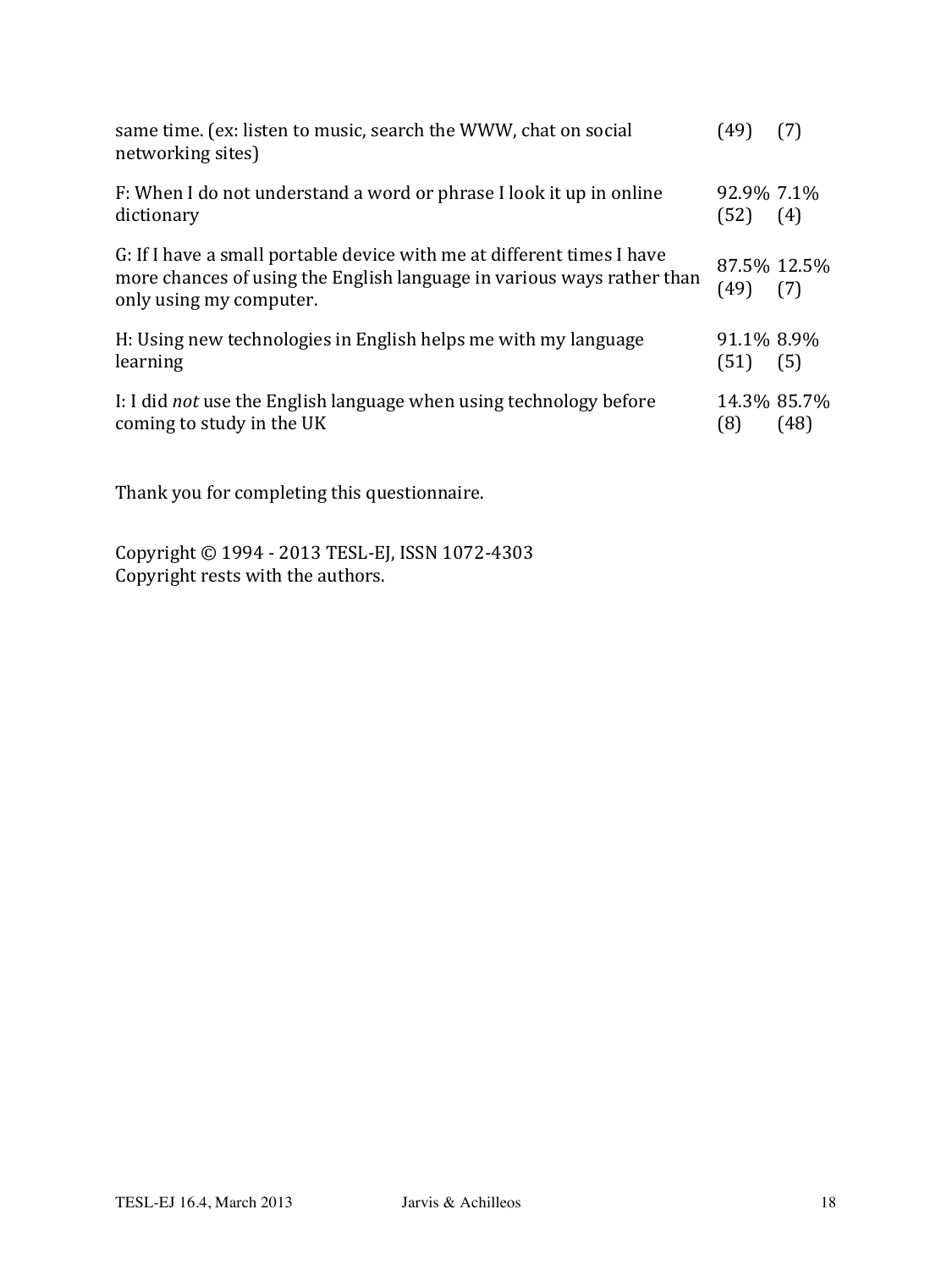| | | |
|---|---|---|
| same time. (ex: listen to music, search the WWW, chat on social networking sites) | (49) | (7) |
| F: When I do not understand a word or phrase I look it up in online dictionary | 92.9% (52) | 7.1% (4) |
| G: If I have a small portable device with me at different times I have more chances of using the English language in various ways rather than only using my computer. | 87.5% (49) | 12.5% (7) |
| H: Using new technologies in English helps me with my language learning | 91.1% (51) | 8.9% (5) |
| I: I did *not* use the English language when using technology before coming to study in the UK | 14.3% (8) | 85.7% (48) |

Thank you for completing this questionnaire.

Copyright © 1994 - 2013 TESL-EJ, ISSN 1072-4303
Copyright rests with the authors.